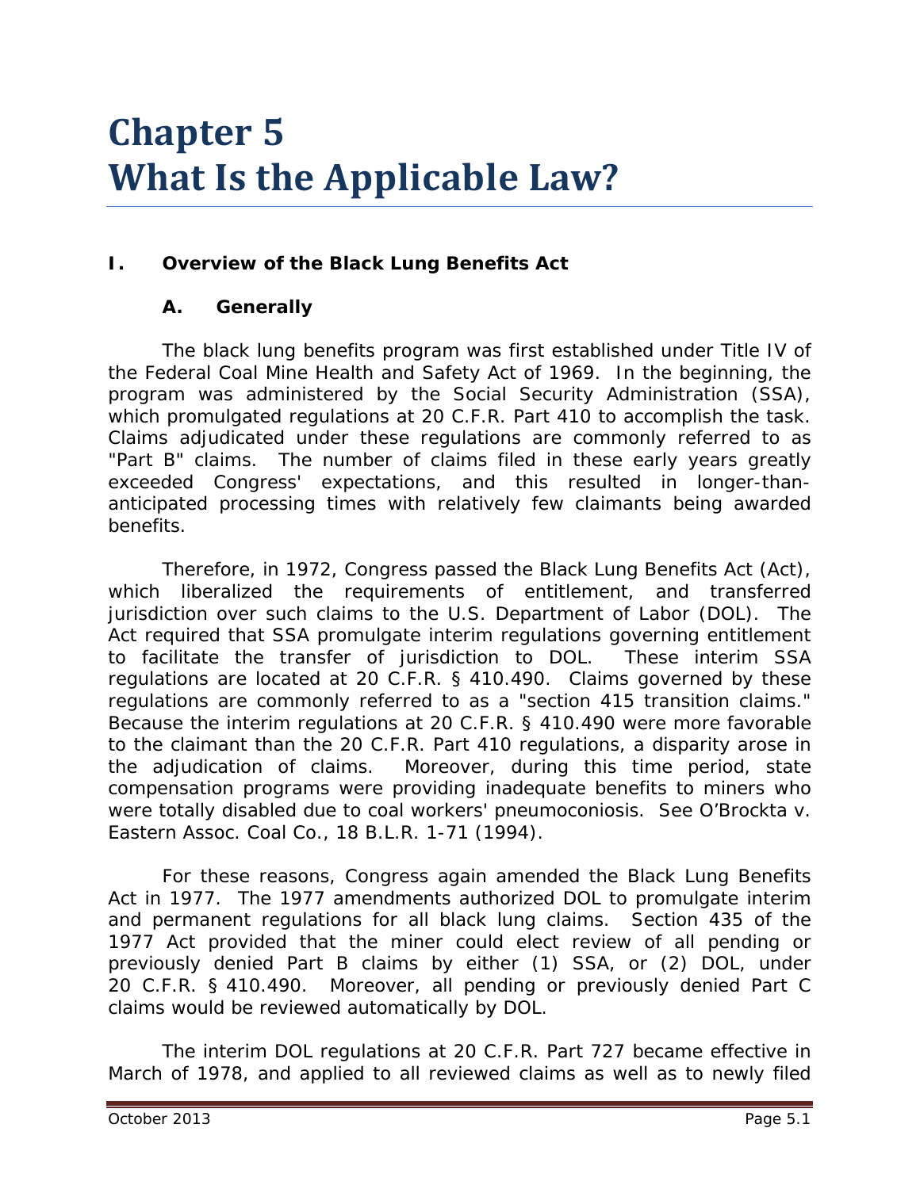# Chapter 5
# What Is the Applicable Law?

## I. Overview of the Black Lung Benefits Act

### A. Generally

The black lung benefits program was first established under Title IV of the Federal Coal Mine Health and Safety Act of 1969. In the beginning, the program was administered by the Social Security Administration (SSA), which promulgated regulations at 20 C.F.R. Part 410 to accomplish the task. Claims adjudicated under these regulations are commonly referred to as "Part B" claims. The number of claims filed in these early years greatly exceeded Congress' expectations, and this resulted in longer-than-anticipated processing times with relatively few claimants being awarded benefits.

Therefore, in 1972, Congress passed the Black Lung Benefits Act (Act), which liberalized the requirements of entitlement, and transferred jurisdiction over such claims to the U.S. Department of Labor (DOL). The Act required that SSA promulgate interim regulations governing entitlement to facilitate the transfer of jurisdiction to DOL. These interim SSA regulations are located at 20 C.F.R. § 410.490. Claims governed by these regulations are commonly referred to as a "section 415 transition claims." Because the interim regulations at 20 C.F.R. § 410.490 were more favorable to the claimant than the 20 C.F.R. Part 410 regulations, a disparity arose in the adjudication of claims. Moreover, during this time period, state compensation programs were providing inadequate benefits to miners who were totally disabled due to coal workers' pneumoconiosis. *See O'Brockta v. Eastern Assoc. Coal Co.*, 18 B.L.R. 1-71 (1994).

For these reasons, Congress again amended the Black Lung Benefits Act in 1977. The 1977 amendments authorized DOL to promulgate interim and permanent regulations for all black lung claims. Section 435 of the 1977 Act provided that the miner could elect review of all pending or previously denied Part B claims by either (1) SSA, or (2) DOL, under 20 C.F.R. § 410.490. Moreover, all pending or previously denied Part C claims would be reviewed automatically by DOL.

The interim DOL regulations at 20 C.F.R. Part 727 became effective in March of 1978, and applied to all reviewed claims as well as to newly filed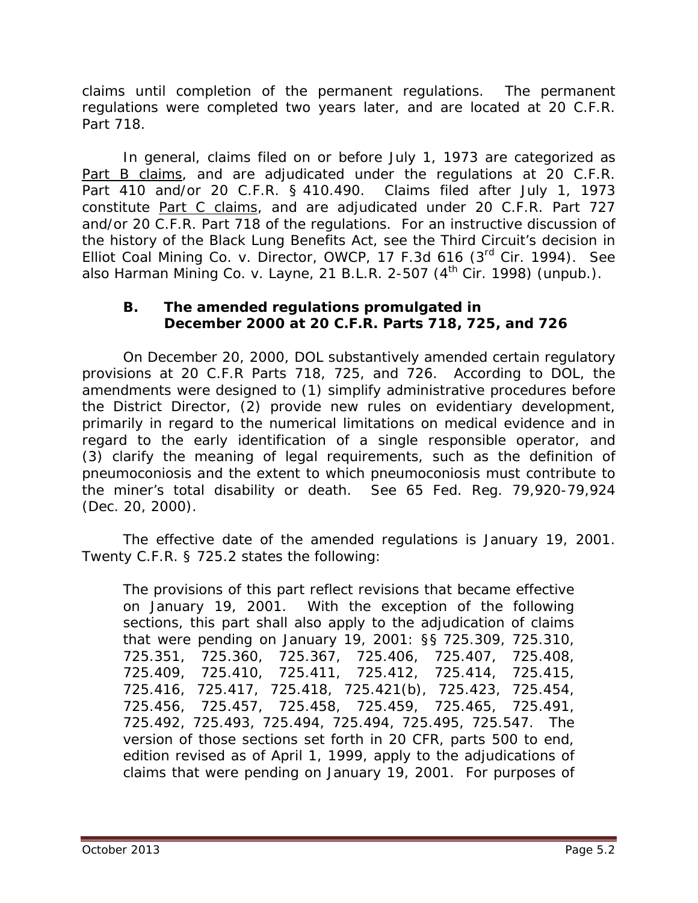claims until completion of the permanent regulations. The permanent regulations were completed two years later, and are located at 20 C.F.R. Part 718.

In general, claims filed on or before July 1, 1973 are categorized as Part B claims, and are adjudicated under the regulations at 20 C.F.R. Part 410 and/or 20 C.F.R. § 410.490. Claims filed after July 1, 1973 constitute Part C claims, and are adjudicated under 20 C.F.R. Part 727 and/or 20 C.F.R. Part 718 of the regulations. For an instructive discussion of the history of the Black Lung Benefits Act, see the Third Circuit's decision in *Elliot Coal Mining Co. v. Director, OWCP*, 17 F.3d 616 (3rd Cir. 1994). *See also Harman Mining Co. v. Layne*, 21 B.L.R. 2-507 (4th Cir. 1998) (unpub.).

### B. The amended regulations promulgated in December 2000 at 20 C.F.R. Parts 718, 725, and 726

On December 20, 2000, DOL substantively amended certain regulatory provisions at 20 C.F.R Parts 718, 725, and 726. According to DOL, the amendments were designed to (1) simplify administrative procedures before the District Director, (2) provide new rules on evidentiary development, primarily in regard to the numerical limitations on medical evidence and in regard to the early identification of a single responsible operator, and (3) clarify the meaning of legal requirements, such as the definition of pneumoconiosis and the extent to which pneumoconiosis must contribute to the miner's total disability or death. *See* 65 Fed. Reg. 79,920-79,924 (Dec. 20, 2000).

The effective date of the amended regulations is January 19, 2001. Twenty C.F.R. § 725.2 states the following:

> The provisions of this part reflect revisions that became effective on January 19, 2001. With the exception of the following sections, this part shall also apply to the adjudication of claims that were pending on January 19, 2001: §§ 725.309, 725.310, 725.351, 725.360, 725.367, 725.406, 725.407, 725.408, 725.409, 725.410, 725.411, 725.412, 725.414, 725.415, 725.416, 725.417, 725.418, 725.421(b), 725.423, 725.454, 725.456, 725.457, 725.458, 725.459, 725.465, 725.491, 725.492, 725.493, 725.494, 725.494, 725.495, 725.547. The version of those sections set forth in 20 CFR, parts 500 to end, edition revised as of April 1, 1999, apply to the adjudications of claims that were pending on January 19, 2001. For purposes of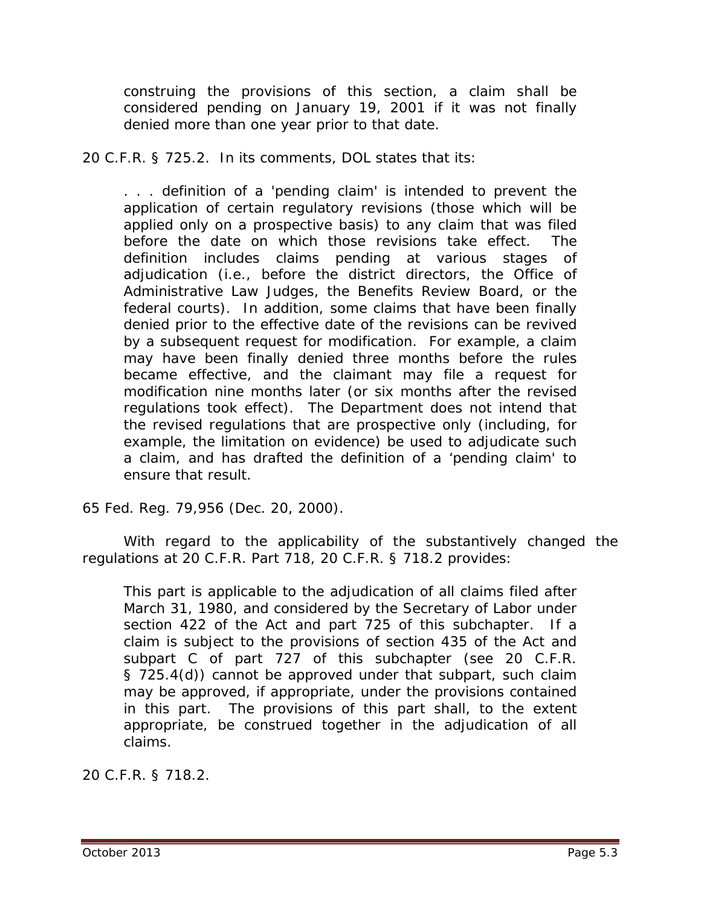> construing the provisions of this section, a claim shall be considered pending on January 19, 2001 if it was not finally denied more than one year prior to that date.

20 C.F.R. § 725.2. In its comments, DOL states that its:

> . . . definition of a 'pending claim' is intended to prevent the application of certain regulatory revisions (those which will be applied only on a prospective basis) to any claim that was filed before the date on which those revisions take effect. The definition includes claims pending at various stages of adjudication (i.e., before the district directors, the Office of Administrative Law Judges, the Benefits Review Board, or the federal courts). In addition, some claims that have been finally denied prior to the effective date of the revisions can be revived by a subsequent request for modification. For example, a claim may have been finally denied three months before the rules became effective, and the claimant may file a request for modification nine months later (or six months after the revised regulations took effect). The Department does not intend that the revised regulations that are prospective only (including, for example, the limitation on evidence) be used to adjudicate such a claim, and has drafted the definition of a 'pending claim' to ensure that result.

65 Fed. Reg. 79,956 (Dec. 20, 2000).

With regard to the applicability of the substantively changed the regulations at 20 C.F.R. Part 718, 20 C.F.R. § 718.2 provides:

> This part is applicable to the adjudication of all claims filed after March 31, 1980, and considered by the Secretary of Labor under section 422 of the Act and part 725 of this subchapter. If a claim is subject to the provisions of section 435 of the Act and subpart C of part 727 of this subchapter (see 20 C.F.R. § 725.4(d)) cannot be approved under that subpart, such claim may be approved, if appropriate, under the provisions contained in this part. The provisions of this part shall, to the extent appropriate, be construed together in the adjudication of all claims.

20 C.F.R. § 718.2.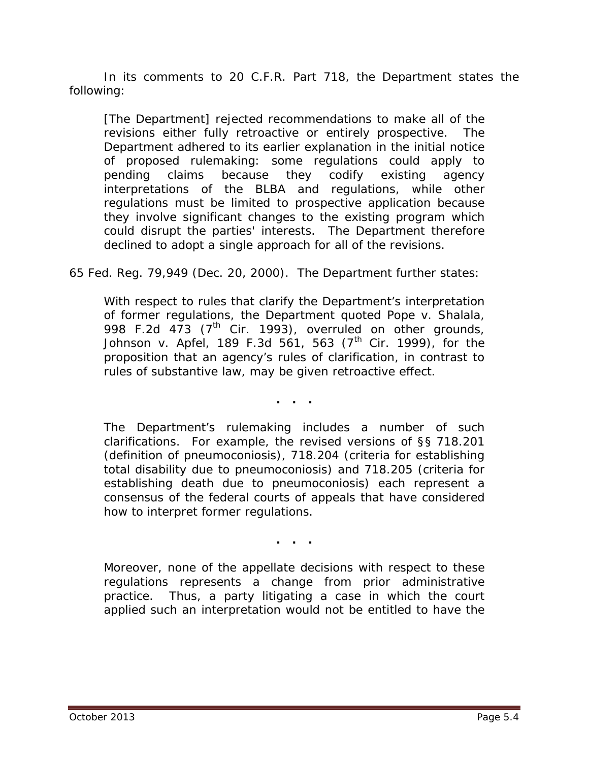In its comments to 20 C.F.R. Part 718, the Department states the following:

> [The Department] rejected recommendations to make all of the revisions either fully retroactive or entirely prospective. The Department adhered to its earlier explanation in the initial notice of proposed rulemaking: some regulations could apply to pending claims because they codify existing agency interpretations of the BLBA and regulations, while other regulations must be limited to prospective application because they involve significant changes to the existing program which could disrupt the parties' interests. The Department therefore declined to adopt a single approach for all of the revisions.

65 Fed. Reg. 79,949 (Dec. 20, 2000). The Department further states:

> With respect to rules that clarify the Department's interpretation of former regulations, the Department quoted *Pope v. Shalala*, 998 F.2d 473 (7th Cir. 1993), *overruled on other grounds*, *Johnson v. Apfel*, 189 F.3d 561, 563 (7th Cir. 1999), for the proposition that an agency's rules of clarification, in contrast to rules of substantive law, may be given retroactive effect.
>
> . . .
>
> The Department's rulemaking includes a number of such clarifications. For example, the revised versions of §§ 718.201 (definition of pneumoconiosis), 718.204 (criteria for establishing total disability due to pneumoconiosis) and 718.205 (criteria for establishing death due to pneumoconiosis) each represent a consensus of the federal courts of appeals that have considered how to interpret former regulations.
>
> . . .
>
> Moreover, none of the appellate decisions with respect to these regulations represents a change from prior administrative practice. Thus, a party litigating a case in which the court applied such an interpretation would not be entitled to have the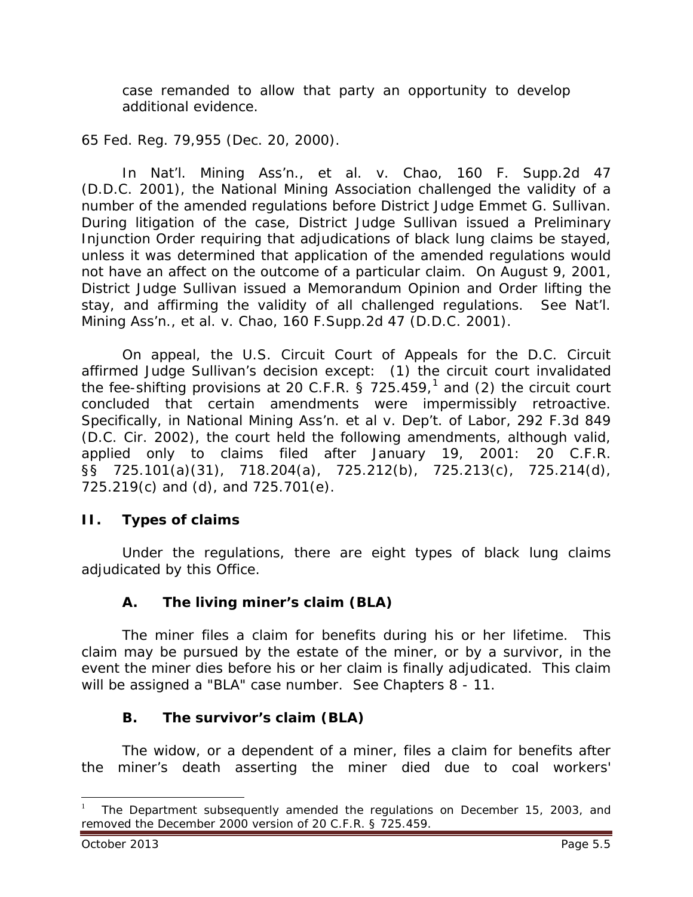case remanded to allow that party an opportunity to develop additional evidence.

65 Fed. Reg. 79,955 (Dec. 20, 2000).

In *Nat'l. Mining Ass'n., et al. v. Chao*, 160 F. Supp.2d 47 (D.D.C. 2001), the National Mining Association challenged the validity of a number of the amended regulations before District Judge Emmet G. Sullivan. During litigation of the case, District Judge Sullivan issued a Preliminary Injunction Order requiring that adjudications of black lung claims be stayed, unless it was determined that application of the amended regulations would not have an affect on the outcome of a particular claim. On August 9, 2001, District Judge Sullivan issued a Memorandum Opinion and Order lifting the stay, and affirming the validity of all challenged regulations. *See Nat'l. Mining Ass'n., et al. v. Chao*, 160 F.Supp.2d 47 (D.D.C. 2001).

On appeal, the U.S. Circuit Court of Appeals for the D.C. Circuit affirmed Judge Sullivan's decision except: (1) the circuit court invalidated the fee-shifting provisions at 20 C.F.R. § 725.459,[1] and (2) the circuit court concluded that certain amendments were impermissibly retroactive. Specifically, in *National Mining Ass'n. et al v. Dep't. of Labor*, 292 F.3d 849 (D.C. Cir. 2002), the court held the following amendments, although valid, applied only to claims filed after January 19, 2001: 20 C.F.R. §§ 725.101(a)(31), 718.204(a), 725.212(b), 725.213(c), 725.214(d), 725.219(c) and (d), and 725.701(e).

## II. Types of claims

Under the regulations, there are eight types of black lung claims adjudicated by this Office.

### A. The living miner's claim (BLA)

The miner files a claim for benefits during his or her lifetime. This claim may be pursued by the estate of the miner, or by a survivor, in the event the miner dies before his or her claim is finally adjudicated. This claim will be assigned a "BLA" case number. *See* Chapters 8 - 11.

### B. The survivor's claim (BLA)

The widow, or a dependent of a miner, files a claim for benefits after the miner's death asserting the miner died due to coal workers'

---

[1] The Department subsequently amended the regulations on December 15, 2003, and removed the December 2000 version of 20 C.F.R. § 725.459.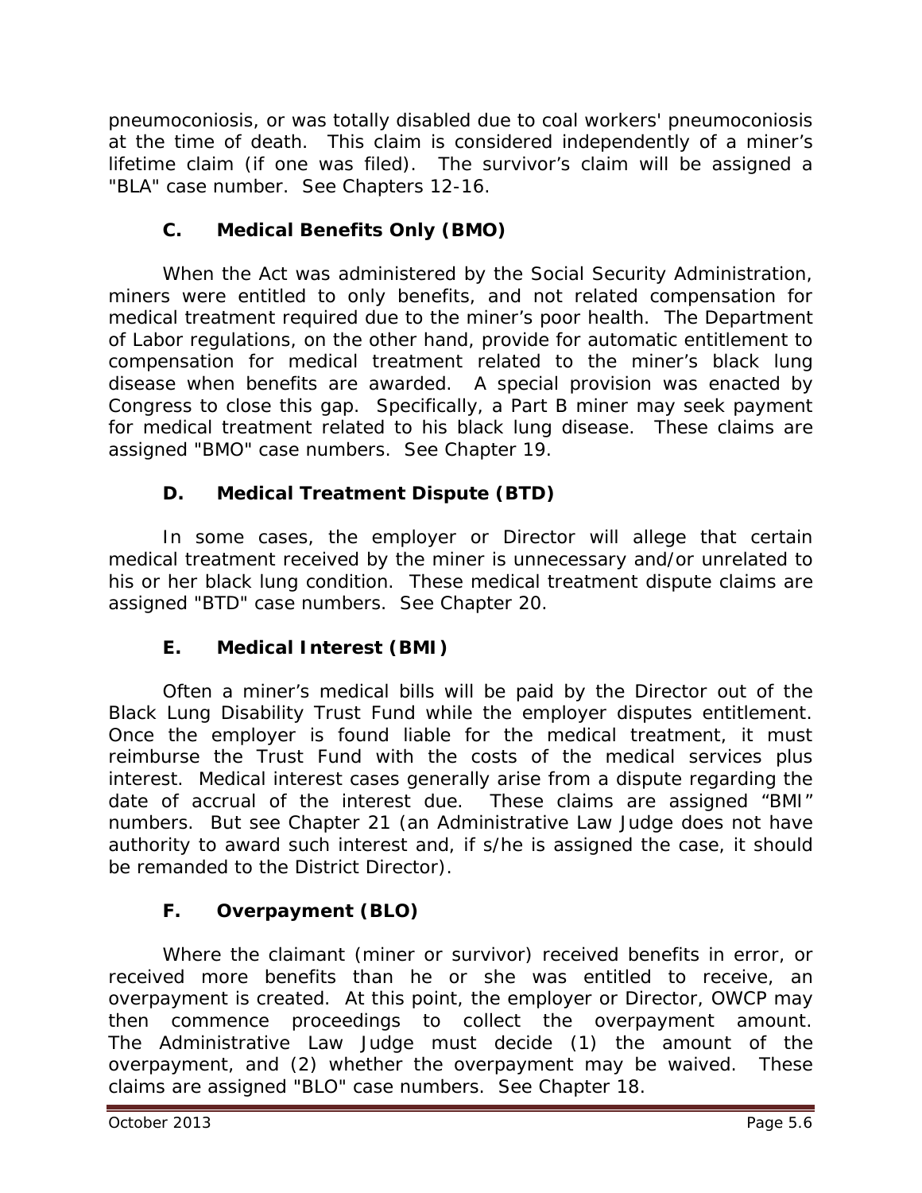pneumoconiosis, or was totally disabled due to coal workers' pneumoconiosis at the time of death. This claim is considered independently of a miner's lifetime claim (if one was filed). The survivor's claim will be assigned a "BLA" case number. See Chapters 12-16.

### C. Medical Benefits Only (BMO)

When the Act was administered by the Social Security Administration, miners were entitled to only benefits, and not related compensation for medical treatment required due to the miner's poor health. The Department of Labor regulations, on the other hand, provide for automatic entitlement to compensation for medical treatment related to the miner's black lung disease when benefits are awarded. A special provision was enacted by Congress to close this gap. Specifically, a Part B miner may seek payment for medical treatment related to his black lung disease. These claims are assigned "BMO" case numbers. See Chapter 19.

### D. Medical Treatment Dispute (BTD)

In some cases, the employer or Director will allege that certain medical treatment received by the miner is unnecessary and/or unrelated to his or her black lung condition. These medical treatment dispute claims are assigned "BTD" case numbers. See Chapter 20.

### E. Medical Interest (BMI)

Often a miner's medical bills will be paid by the Director out of the Black Lung Disability Trust Fund while the employer disputes entitlement. Once the employer is found liable for the medical treatment, it must reimburse the Trust Fund with the costs of the medical services plus interest. Medical interest cases generally arise from a dispute regarding the date of accrual of the interest due. These claims are assigned "BMI" numbers. But see Chapter 21 (an Administrative Law Judge does not have authority to award such interest and, if s/he is assigned the case, it should be remanded to the District Director).

### F. Overpayment (BLO)

Where the claimant (miner or survivor) received benefits in error, or received more benefits than he or she was entitled to receive, an overpayment is created. At this point, the employer or Director, OWCP may then commence proceedings to collect the overpayment amount. The Administrative Law Judge must decide (1) the amount of the overpayment, and (2) whether the overpayment may be waived. These claims are assigned "BLO" case numbers. See Chapter 18.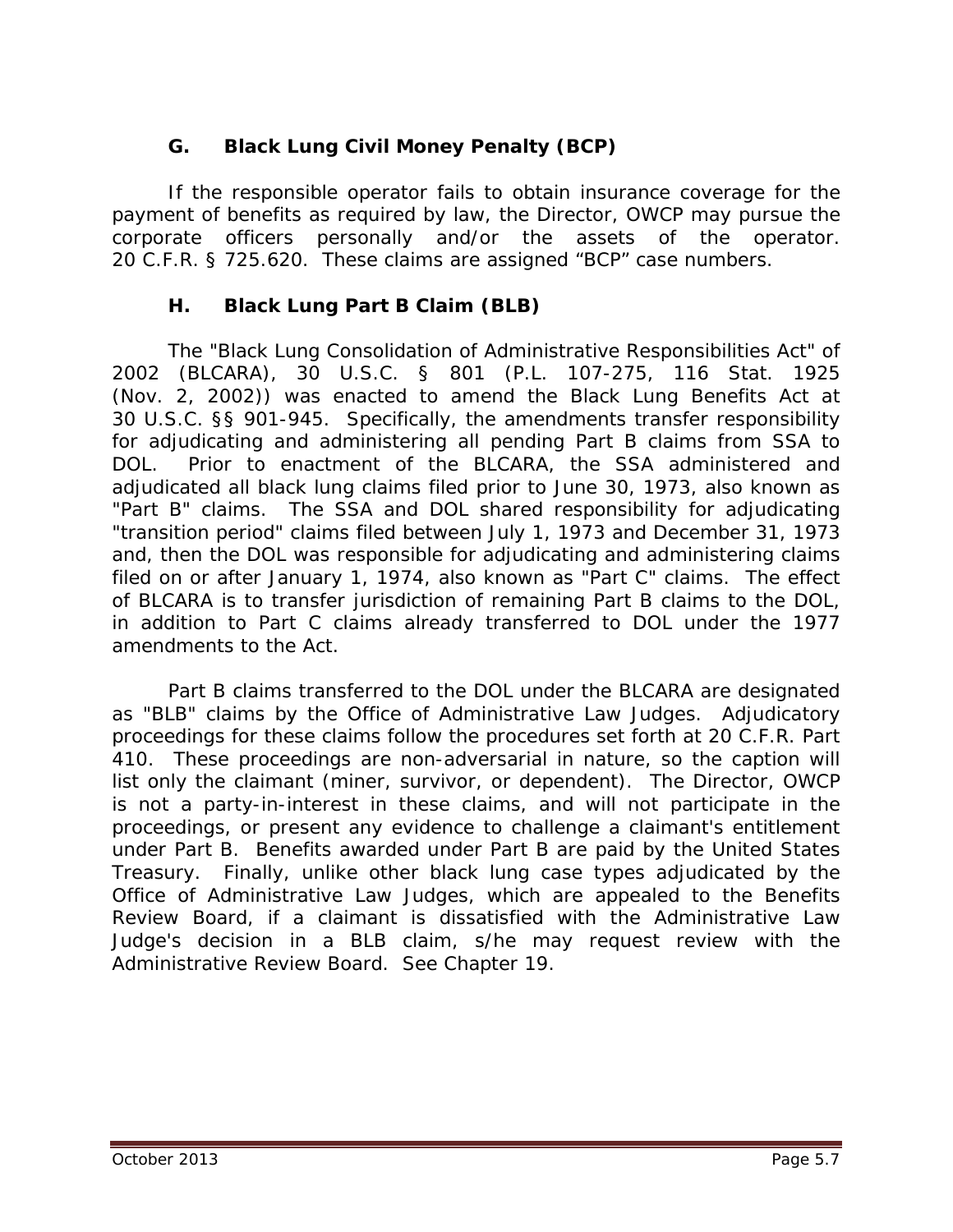### G. Black Lung Civil Money Penalty (BCP)

If the responsible operator fails to obtain insurance coverage for the payment of benefits as required by law, the Director, OWCP may pursue the corporate officers personally and/or the assets of the operator. 20 C.F.R. § 725.620. These claims are assigned "BCP" case numbers.

### H. Black Lung Part B Claim (BLB)

The "Black Lung Consolidation of Administrative Responsibilities Act" of 2002 (BLCARA), 30 U.S.C. § 801 (P.L. 107-275, 116 Stat. 1925 (Nov. 2, 2002)) was enacted to amend the Black Lung Benefits Act at 30 U.S.C. §§ 901-945. Specifically, the amendments transfer responsibility for adjudicating and administering all pending Part B claims from SSA to DOL. Prior to enactment of the BLCARA, the SSA administered and adjudicated all black lung claims filed prior to June 30, 1973, also known as "Part B" claims. The SSA and DOL shared responsibility for adjudicating "transition period" claims filed between July 1, 1973 and December 31, 1973 and, then the DOL was responsible for adjudicating and administering claims filed on or after January 1, 1974, also known as "Part C" claims. The effect of BLCARA is to transfer jurisdiction of remaining Part B claims to the DOL, in addition to Part C claims already transferred to DOL under the 1977 amendments to the Act.

Part B claims transferred to the DOL under the BLCARA are designated as "BLB" claims by the Office of Administrative Law Judges. Adjudicatory proceedings for these claims follow the procedures set forth at 20 C.F.R. Part 410. These proceedings are non-adversarial in nature, so the caption will list only the claimant (miner, survivor, or dependent). The Director, OWCP is not a party-in-interest in these claims, and will not participate in the proceedings, or present any evidence to challenge a claimant's entitlement under Part B. Benefits awarded under Part B are paid by the United States Treasury. Finally, unlike other black lung case types adjudicated by the Office of Administrative Law Judges, which are appealed to the Benefits Review Board, if a claimant is dissatisfied with the Administrative Law Judge's decision in a BLB claim, s/he may request review with the Administrative Review Board. See Chapter 19.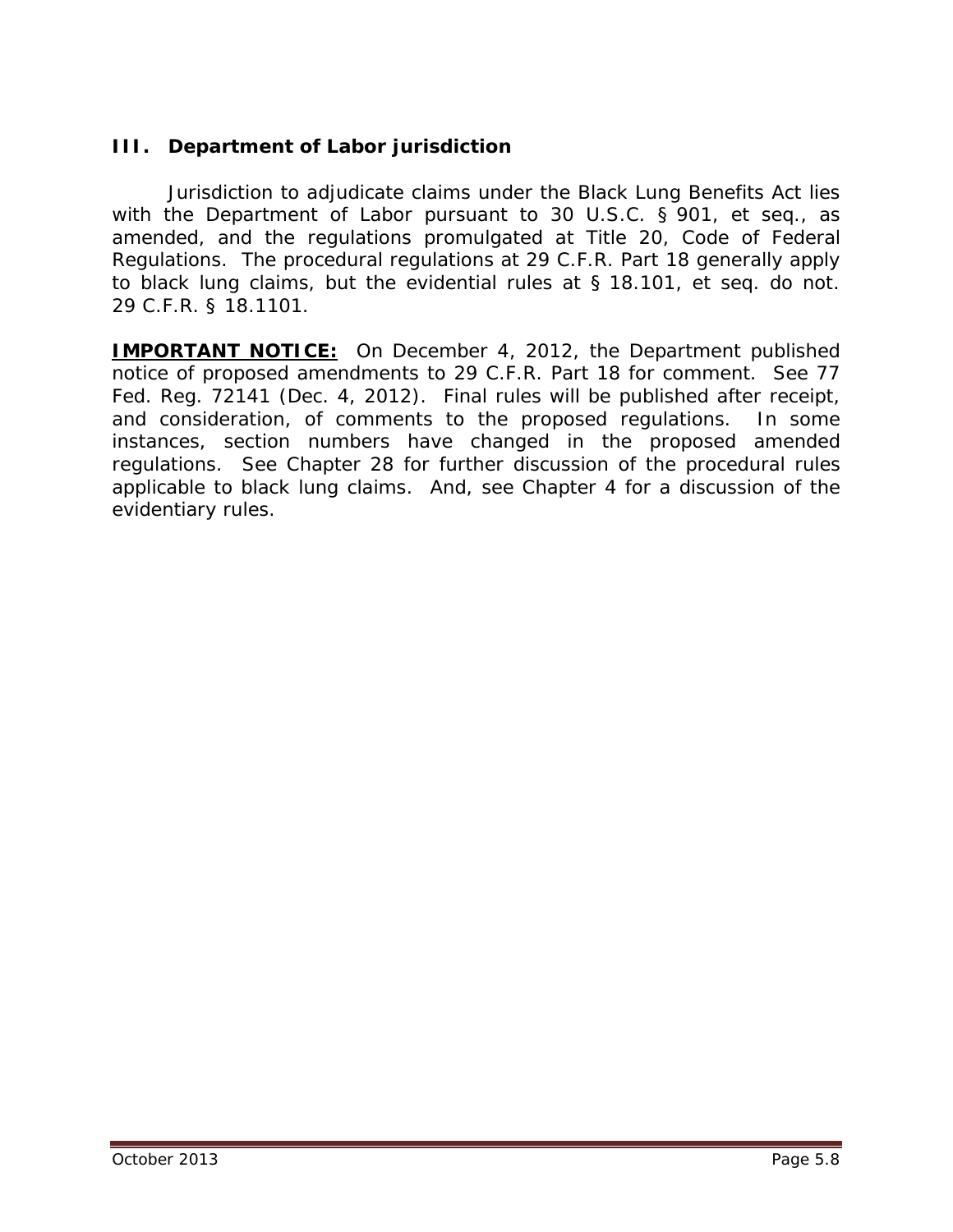### III. Department of Labor jurisdiction

Jurisdiction to adjudicate claims under the Black Lung Benefits Act lies with the Department of Labor pursuant to 30 U.S.C. § 901, et seq., as amended, and the regulations promulgated at Title 20, Code of Federal Regulations. The procedural regulations at 29 C.F.R. Part 18 generally apply to black lung claims, but the evidential rules at § 18.101, et seq. do not. 29 C.F.R. § 18.1101.

**IMPORTANT NOTICE:** On December 4, 2012, the Department published notice of proposed amendments to 29 C.F.R. Part 18 for comment. See 77 Fed. Reg. 72141 (Dec. 4, 2012). Final rules will be published after receipt, and consideration, of comments to the proposed regulations. In some instances, section numbers have changed in the proposed amended regulations. See Chapter 28 for further discussion of the procedural rules applicable to black lung claims. And, see Chapter 4 for a discussion of the evidentiary rules.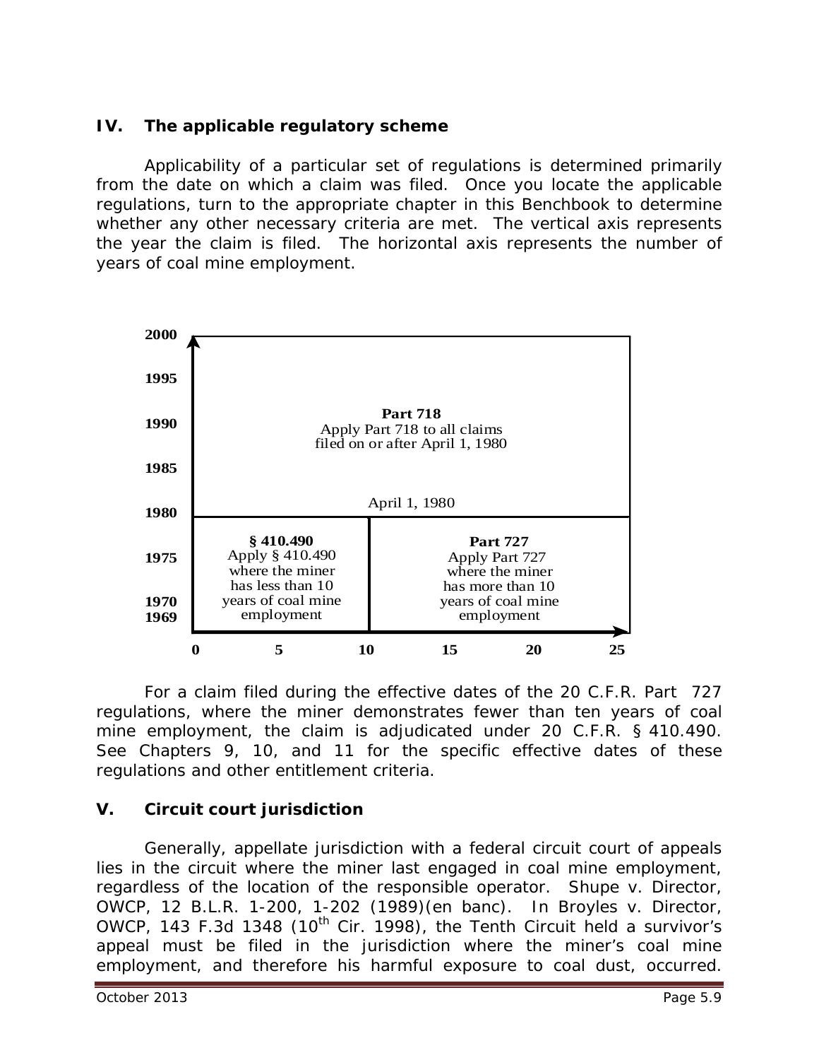## IV. The applicable regulatory scheme

Applicability of a particular set of regulations is determined primarily from the date on which a claim was filed. Once you locate the applicable regulations, turn to the appropriate chapter in this Benchbook to determine whether any other necessary criteria are met. The vertical axis represents the year the claim is filed. The horizontal axis represents the number of years of coal mine employment.

2000

1995

**Part 718**
Apply Part 718 to all claims filed on or after April 1, 1980

1990

1985

April 1, 1980

1980

**§ 410.490**
Apply § 410.490 where the miner has less than 10 years of coal mine employment

**Part 727**
Apply Part 727 where the miner has more than 10 years of coal mine employment

1975

1970

1969

0 5 10 15 20 25

For a claim filed during the effective dates of the 20 C.F.R. Part 727 regulations, where the miner demonstrates fewer than ten years of coal mine employment, the claim is adjudicated under 20 C.F.R. § 410.490. See Chapters 9, 10, and 11 for the specific effective dates of these regulations and other entitlement criteria.

## V. Circuit court jurisdiction

Generally, appellate jurisdiction with a federal circuit court of appeals lies in the circuit where the miner last engaged in coal mine employment, regardless of the location of the responsible operator. *Shupe v. Director, OWCP*, 12 B.L.R. 1-200, 1-202 (1989)(en banc). In *Broyles v. Director, OWCP*, 143 F.3d 1348 (10th Cir. 1998), the Tenth Circuit held a survivor's appeal must be filed in the jurisdiction where the miner's coal mine employment, and therefore his harmful exposure to coal dust, occurred.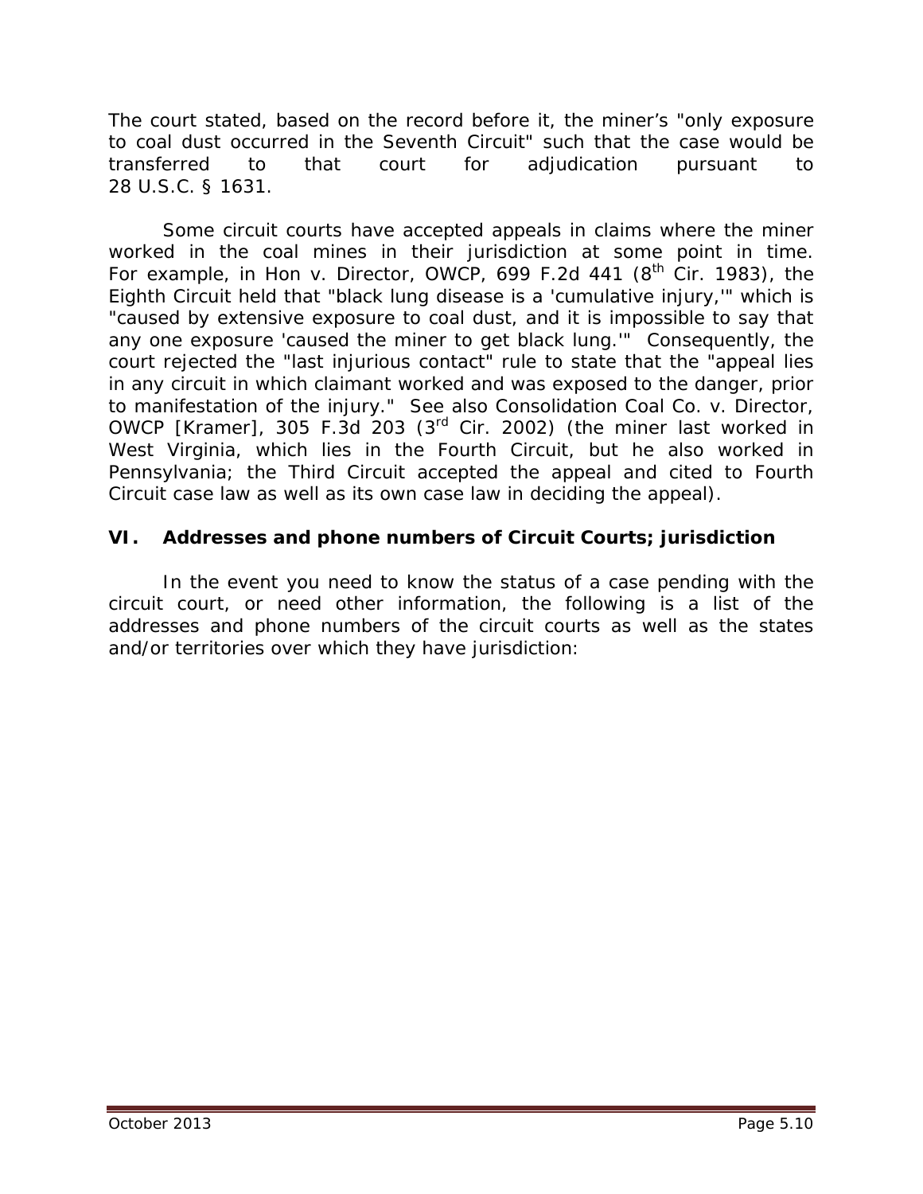The court stated, based on the record before it, the miner's "only exposure to coal dust occurred in the Seventh Circuit" such that the case would be transferred to that court for adjudication pursuant to 28 U.S.C. § 1631.

Some circuit courts have accepted appeals in claims where the miner worked in the coal mines in their jurisdiction at some point in time. For example, in *Hon v. Director, OWCP*, 699 F.2d 441 (8th Cir. 1983), the Eighth Circuit held that "black lung disease is a 'cumulative injury,'" which is "caused by extensive exposure to coal dust, and it is impossible to say that any one exposure 'caused the miner to get black lung.'" Consequently, the court rejected the "last injurious contact" rule to state that the "appeal lies in any circuit in which claimant worked and was exposed to the danger, prior to manifestation of the injury." *See also Consolidation Coal Co. v. Director, OWCP [Kramer]*, 305 F.3d 203 (3rd Cir. 2002) (the miner last worked in West Virginia, which lies in the Fourth Circuit, but he also worked in Pennsylvania; the Third Circuit accepted the appeal and cited to Fourth Circuit case law as well as its own case law in deciding the appeal).

## VI. Addresses and phone numbers of Circuit Courts; jurisdiction

In the event you need to know the status of a case pending with the circuit court, or need other information, the following is a list of the addresses and phone numbers of the circuit courts as well as the states and/or territories over which they have jurisdiction: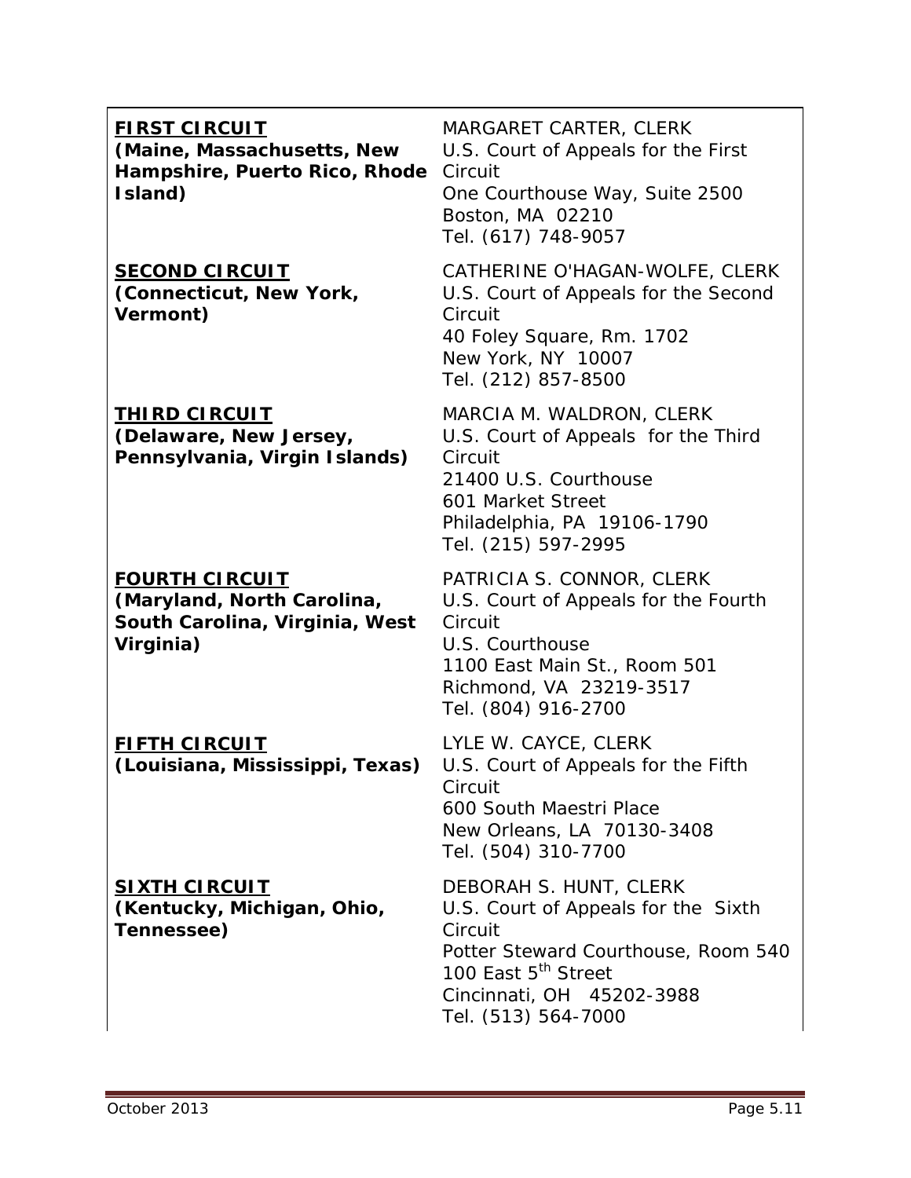| | |
|---|---|
| **FIRST CIRCUIT**<br>**(Maine, Massachusetts, New Hampshire, Puerto Rico, Rhode Island)** | MARGARET CARTER, CLERK<br>U.S. Court of Appeals for the First Circuit<br>One Courthouse Way, Suite 2500<br>Boston, MA 02210<br>Tel. (617) 748-9057 |
| **SECOND CIRCUIT**<br>**(Connecticut, New York, Vermont)** | CATHERINE O'HAGAN-WOLFE, CLERK<br>U.S. Court of Appeals for the Second Circuit<br>40 Foley Square, Rm. 1702<br>New York, NY 10007<br>Tel. (212) 857-8500 |
| **THIRD CIRCUIT**<br>**(Delaware, New Jersey, Pennsylvania, Virgin Islands)** | MARCIA M. WALDRON, CLERK<br>U.S. Court of Appeals for the Third Circuit<br>21400 U.S. Courthouse<br>601 Market Street<br>Philadelphia, PA 19106-1790<br>Tel. (215) 597-2995 |
| **FOURTH CIRCUIT**<br>**(Maryland, North Carolina, South Carolina, Virginia, West Virginia)** | PATRICIA S. CONNOR, CLERK<br>U.S. Court of Appeals for the Fourth Circuit<br>U.S. Courthouse<br>1100 East Main St., Room 501<br>Richmond, VA 23219-3517<br>Tel. (804) 916-2700 |
| **FIFTH CIRCUIT**<br>**(Louisiana, Mississippi, Texas)** | LYLE W. CAYCE, CLERK<br>U.S. Court of Appeals for the Fifth Circuit<br>600 South Maestri Place<br>New Orleans, LA 70130-3408<br>Tel. (504) 310-7700 |
| **SIXTH CIRCUIT**<br>**(Kentucky, Michigan, Ohio, Tennessee)** | DEBORAH S. HUNT, CLERK<br>U.S. Court of Appeals for the Sixth Circuit<br>Potter Steward Courthouse, Room 540<br>100 East 5th Street<br>Cincinnati, OH 45202-3988<br>Tel. (513) 564-7000 |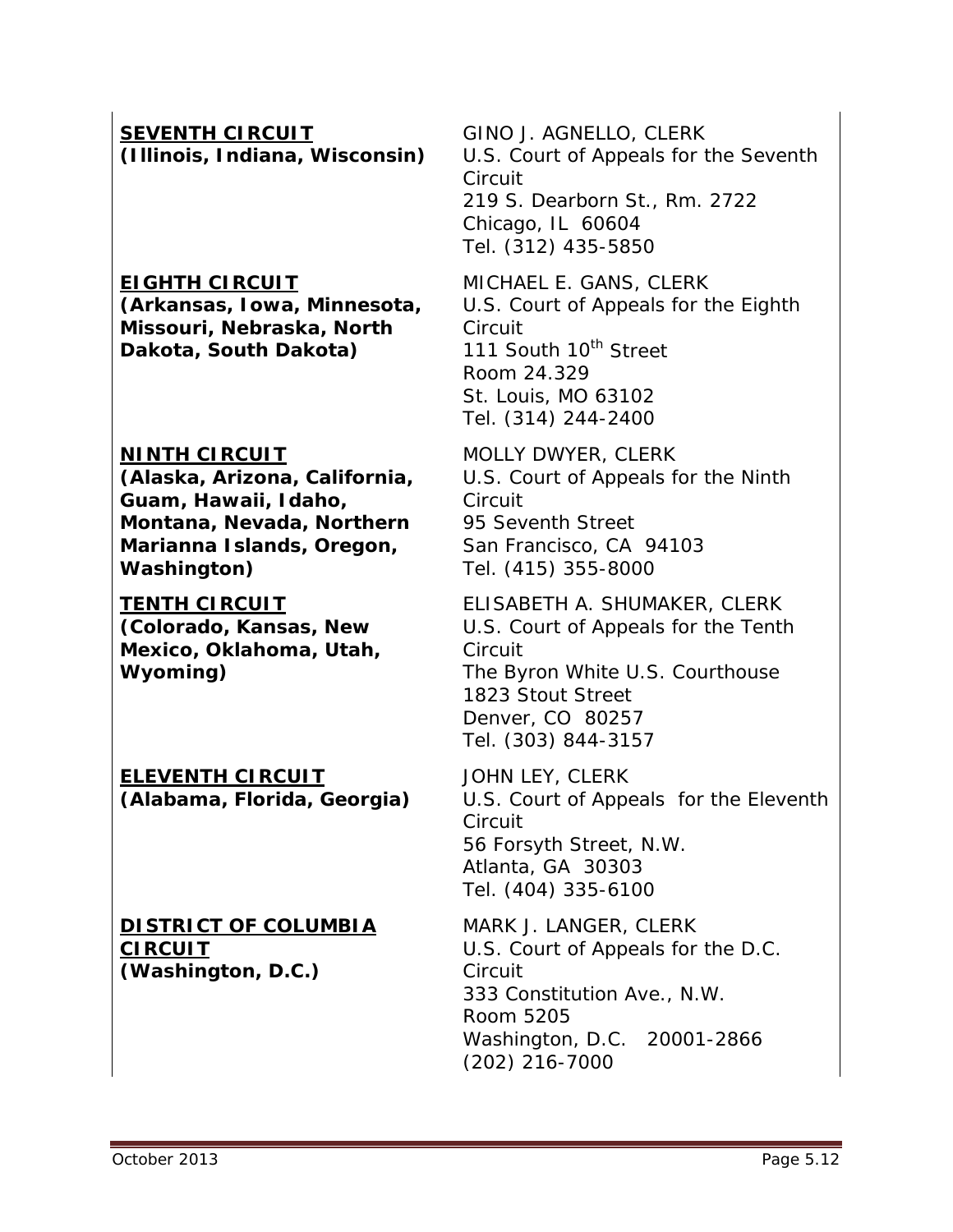**SEVENTH CIRCUIT**
**(Illinois, Indiana, Wisconsin)**

GINO J. AGNELLO, CLERK
U.S. Court of Appeals for the Seventh Circuit
219 S. Dearborn St., Rm. 2722
Chicago, IL 60604
Tel. (312) 435-5850

**EIGHTH CIRCUIT**
**(Arkansas, Iowa, Minnesota, Missouri, Nebraska, North Dakota, South Dakota)**

MICHAEL E. GANS, CLERK
U.S. Court of Appeals for the Eighth Circuit
111 South 10th Street
Room 24.329
St. Louis, MO 63102
Tel. (314) 244-2400

**NINTH CIRCUIT**
**(Alaska, Arizona, California, Guam, Hawaii, Idaho, Montana, Nevada, Northern Marianna Islands, Oregon, Washington)**

MOLLY DWYER, CLERK
U.S. Court of Appeals for the Ninth Circuit
95 Seventh Street
San Francisco, CA 94103
Tel. (415) 355-8000

**TENTH CIRCUIT**
**(Colorado, Kansas, New Mexico, Oklahoma, Utah, Wyoming)**

ELISABETH A. SHUMAKER, CLERK
U.S. Court of Appeals for the Tenth Circuit
The Byron White U.S. Courthouse
1823 Stout Street
Denver, CO 80257
Tel. (303) 844-3157

**ELEVENTH CIRCUIT**
**(Alabama, Florida, Georgia)**

JOHN LEY, CLERK
U.S. Court of Appeals for the Eleventh Circuit
56 Forsyth Street, N.W.
Atlanta, GA 30303
Tel. (404) 335-6100

**DISTRICT OF COLUMBIA CIRCUIT**
**(Washington, D.C.)**

MARK J. LANGER, CLERK
U.S. Court of Appeals for the D.C. Circuit
333 Constitution Ave., N.W.
Room 5205
Washington, D.C. 20001-2866
(202) 216-7000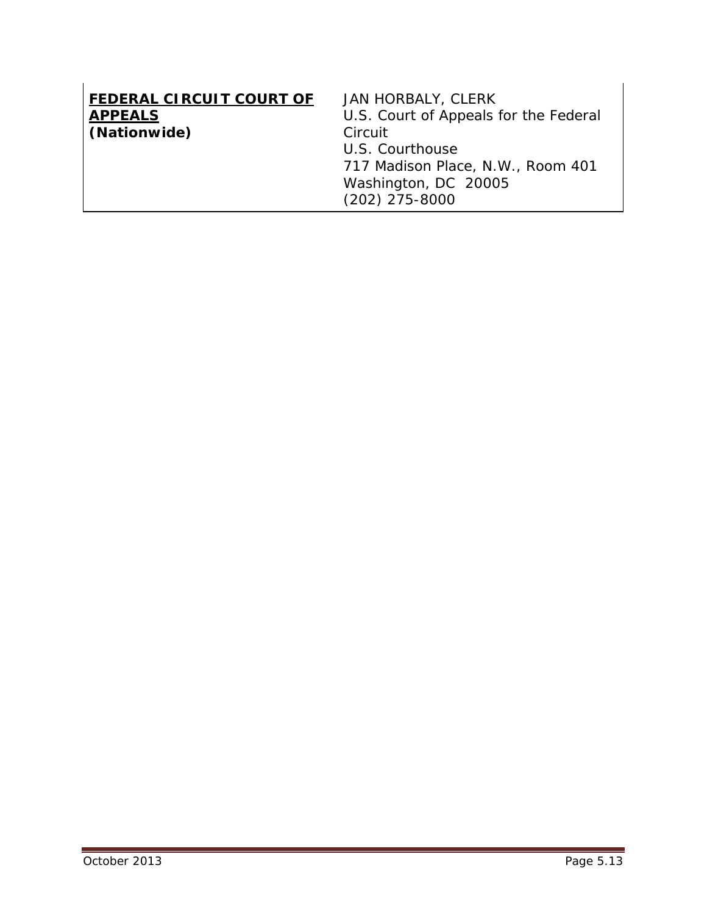| | |
|---|---|
| **FEDERAL CIRCUIT COURT OF APPEALS** ***(Nationwide)*** | JAN HORBALY, CLERK<br>U.S. Court of Appeals for the Federal Circuit<br>U.S. Courthouse<br>717 Madison Place, N.W., Room 401<br>Washington, DC 20005<br>(202) 275-8000 |